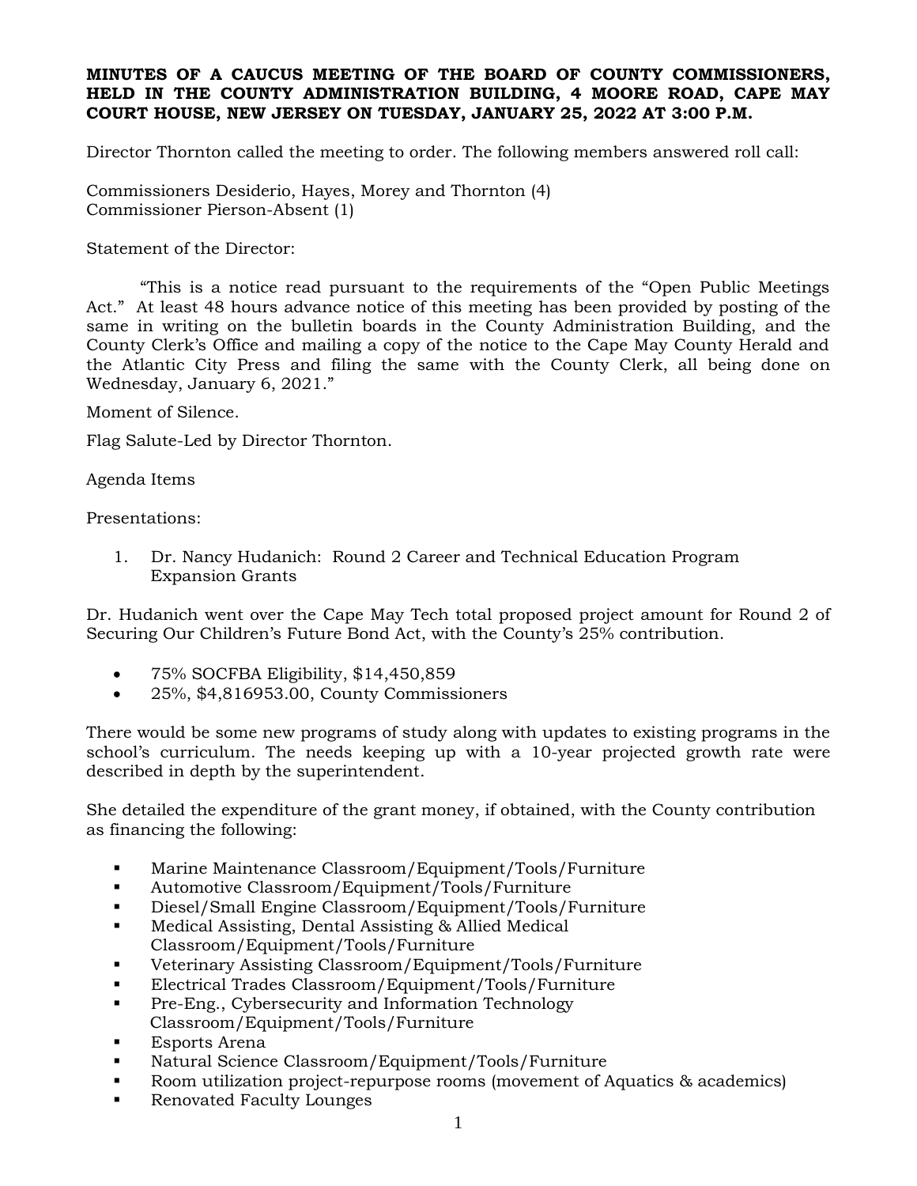**MINUTES OF A CAUCUS MEETING OF THE BOARD OF COUNTY COMMISSIONERS, HELD IN THE COUNTY ADMINISTRATION BUILDING, 4 MOORE ROAD, CAPE MAY COURT HOUSE, NEW JERSEY ON TUESDAY, JANUARY 25, 2022 AT 3:00 P.M.**

Director Thornton called the meeting to order. The following members answered roll call:

Commissioners Desiderio, Hayes, Morey and Thornton (4)
Commissioner Pierson-Absent (1)

Statement of the Director:

"This is a notice read pursuant to the requirements of the "Open Public Meetings Act." At least 48 hours advance notice of this meeting has been provided by posting of the same in writing on the bulletin boards in the County Administration Building, and the County Clerk's Office and mailing a copy of the notice to the Cape May County Herald and the Atlantic City Press and filing the same with the County Clerk, all being done on Wednesday, January 6, 2021."

Moment of Silence.

Flag Salute-Led by Director Thornton.

Agenda Items

Presentations:

1. Dr. Nancy Hudanich: Round 2 Career and Technical Education Program Expansion Grants

Dr. Hudanich went over the Cape May Tech total proposed project amount for Round 2 of Securing Our Children's Future Bond Act, with the County's 25% contribution.

- 75% SOCFBA Eligibility, $14,450,859
- 25%, $4,816953.00, County Commissioners

There would be some new programs of study along with updates to existing programs in the school's curriculum. The needs keeping up with a 10-year projected growth rate were described in depth by the superintendent.

She detailed the expenditure of the grant money, if obtained, with the County contribution as financing the following:

- Marine Maintenance Classroom/Equipment/Tools/Furniture
- Automotive Classroom/Equipment/Tools/Furniture
- Diesel/Small Engine Classroom/Equipment/Tools/Furniture
- Medical Assisting, Dental Assisting & Allied Medical Classroom/Equipment/Tools/Furniture
- Veterinary Assisting Classroom/Equipment/Tools/Furniture
- Electrical Trades Classroom/Equipment/Tools/Furniture
- Pre-Eng., Cybersecurity and Information Technology Classroom/Equipment/Tools/Furniture
- Esports Arena
- Natural Science Classroom/Equipment/Tools/Furniture
- Room utilization project-repurpose rooms (movement of Aquatics & academics)
- Renovated Faculty Lounges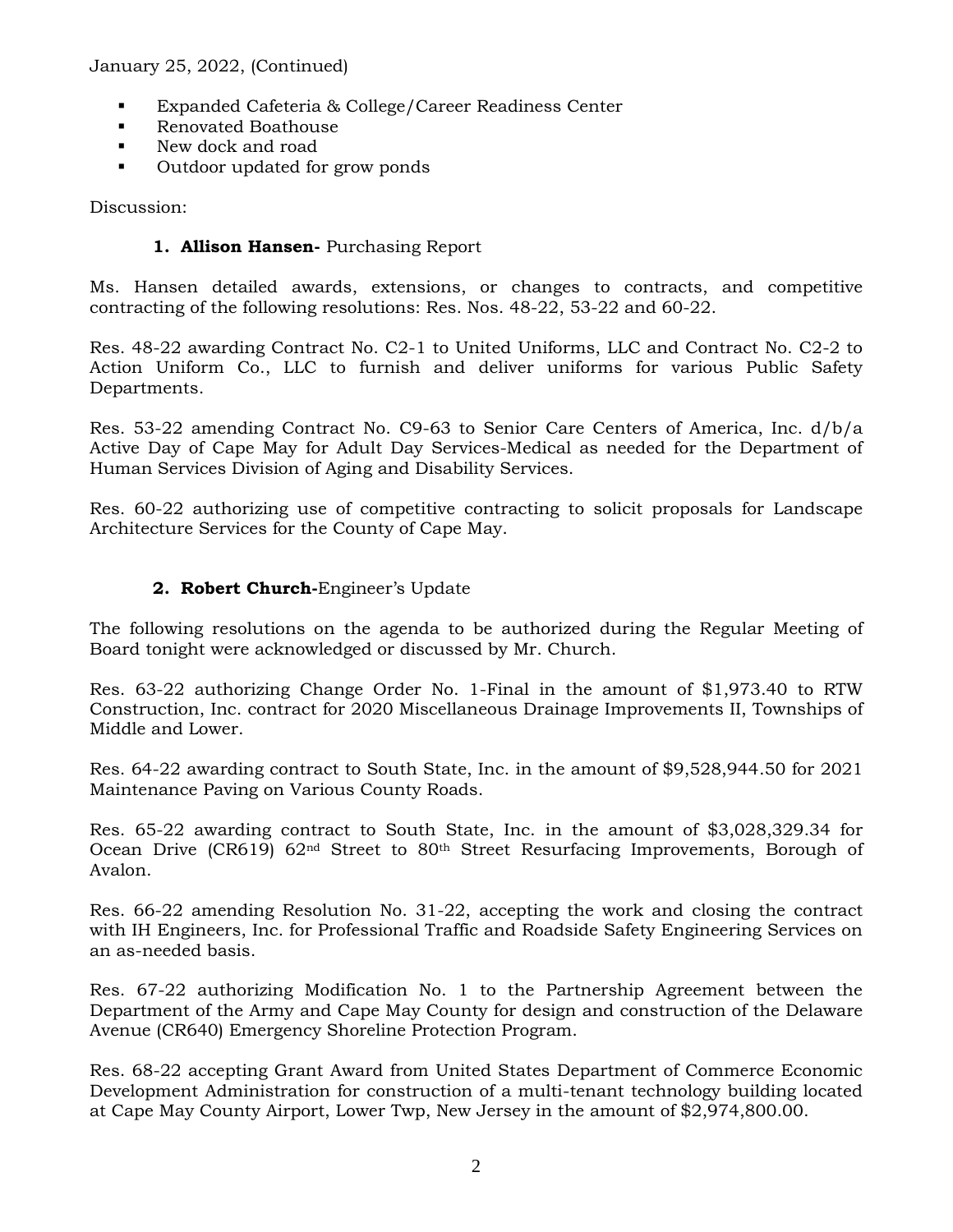January 25, 2022, (Continued)

- Expanded Cafeteria & College/Career Readiness Center
- Renovated Boathouse
- New dock and road
- Outdoor updated for grow ponds

Discussion:

1. **Allison Hansen-** Purchasing Report

Ms. Hansen detailed awards, extensions, or changes to contracts, and competitive contracting of the following resolutions: Res. Nos. 48-22, 53-22 and 60-22.

Res. 48-22 awarding Contract No. C2-1 to United Uniforms, LLC and Contract No. C2-2 to Action Uniform Co., LLC to furnish and deliver uniforms for various Public Safety Departments.

Res. 53-22 amending Contract No. C9-63 to Senior Care Centers of America, Inc. d/b/a Active Day of Cape May for Adult Day Services-Medical as needed for the Department of Human Services Division of Aging and Disability Services.

Res. 60-22 authorizing use of competitive contracting to solicit proposals for Landscape Architecture Services for the County of Cape May.

2. **Robert Church-**Engineer's Update

The following resolutions on the agenda to be authorized during the Regular Meeting of Board tonight were acknowledged or discussed by Mr. Church.

Res. 63-22 authorizing Change Order No. 1-Final in the amount of $1,973.40 to RTW Construction, Inc. contract for 2020 Miscellaneous Drainage Improvements II, Townships of Middle and Lower.

Res. 64-22 awarding contract to South State, Inc. in the amount of $9,528,944.50 for 2021 Maintenance Paving on Various County Roads.

Res. 65-22 awarding contract to South State, Inc. in the amount of $3,028,329.34 for Ocean Drive (CR619) 62nd Street to 80th Street Resurfacing Improvements, Borough of Avalon.

Res. 66-22 amending Resolution No. 31-22, accepting the work and closing the contract with IH Engineers, Inc. for Professional Traffic and Roadside Safety Engineering Services on an as-needed basis.

Res. 67-22 authorizing Modification No. 1 to the Partnership Agreement between the Department of the Army and Cape May County for design and construction of the Delaware Avenue (CR640) Emergency Shoreline Protection Program.

Res. 68-22 accepting Grant Award from United States Department of Commerce Economic Development Administration for construction of a multi-tenant technology building located at Cape May County Airport, Lower Twp, New Jersey in the amount of $2,974,800.00.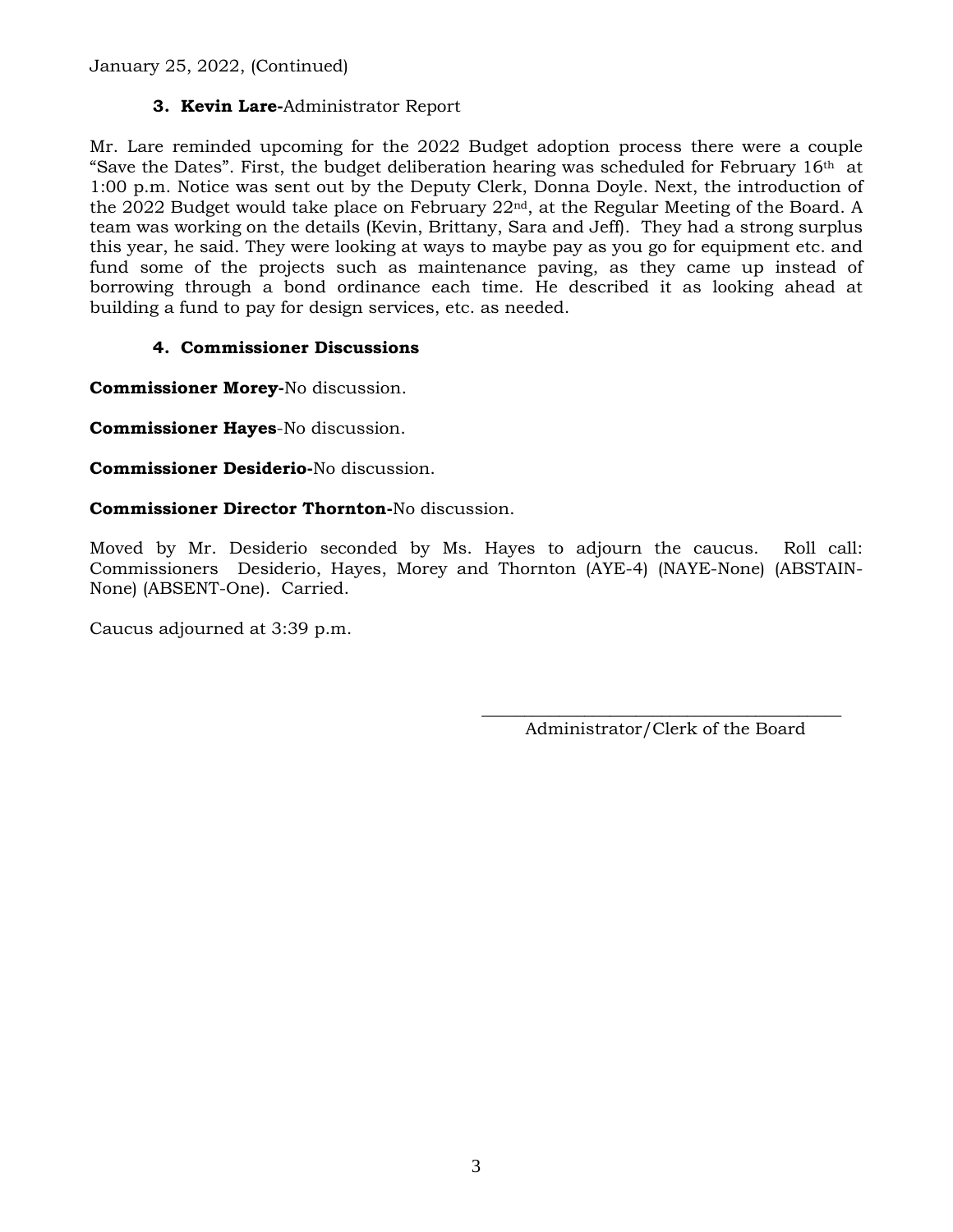January 25, 2022, (Continued)

**3. Kevin Lare-**Administrator Report

Mr. Lare reminded upcoming for the 2022 Budget adoption process there were a couple "Save the Dates". First, the budget deliberation hearing was scheduled for February 16th at 1:00 p.m. Notice was sent out by the Deputy Clerk, Donna Doyle. Next, the introduction of the 2022 Budget would take place on February 22nd, at the Regular Meeting of the Board. A team was working on the details (Kevin, Brittany, Sara and Jeff). They had a strong surplus this year, he said. They were looking at ways to maybe pay as you go for equipment etc. and fund some of the projects such as maintenance paving, as they came up instead of borrowing through a bond ordinance each time. He described it as looking ahead at building a fund to pay for design services, etc. as needed.

**4. Commissioner Discussions**

**Commissioner Morey-**No discussion.

**Commissioner Hayes**-No discussion.

**Commissioner Desiderio-**No discussion.

**Commissioner Director Thornton-**No discussion.

Moved by Mr. Desiderio seconded by Ms. Hayes to adjourn the caucus. Roll call: Commissioners Desiderio, Hayes, Morey and Thornton (AYE-4) (NAYE-None) (ABSTAIN-None) (ABSENT-One). Carried.

Caucus adjourned at 3:39 p.m.

\_\_\_\_\_\_\_\_\_\_\_\_\_\_\_\_\_\_\_\_\_\_\_\_\_\_\_\_\_\_\_\_\_\_\_\_\_\_\_\_
Administrator/Clerk of the Board